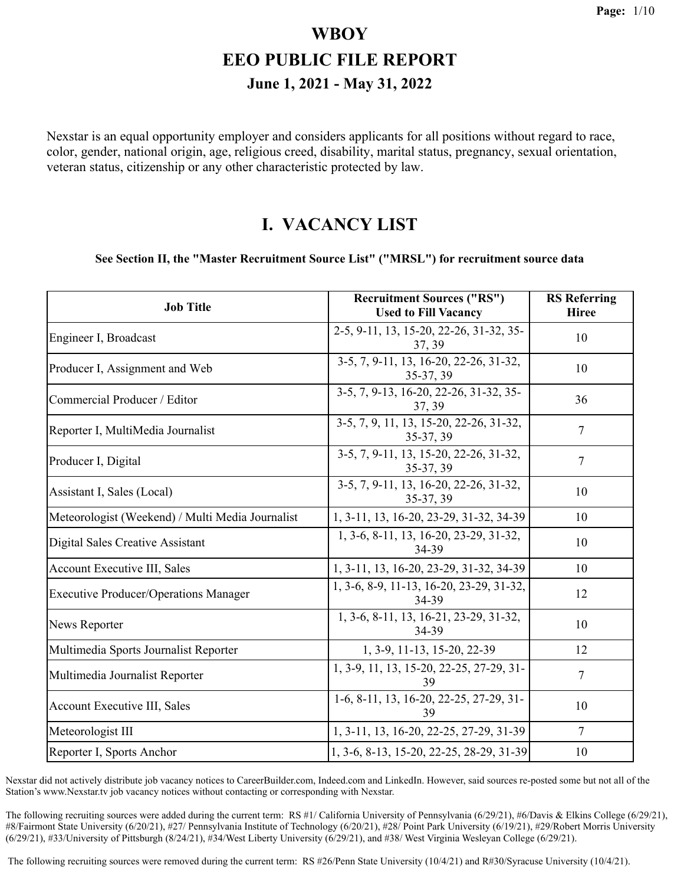# WBOY

# EEO PUBLIC FILE REPORT

## June 1, 2021 - May 31, 2022

Nexstar is an equal opportunity employer and considers applicants for all positions without regard to race, color, gender, national origin, age, religious creed, disability, marital status, pregnancy, sexual orientation, veteran status, citizenship or any other characteristic protected by law.

## I. VACANCY LIST

**See Section II, the "Master Recruitment Source List" ("MRSL") for recruitment source data**

| Job Title | Recruitment Sources ("RS") Used to Fill Vacancy | RS Referring Hiree |
|---|---|---|
| Engineer I, Broadcast | 2-5, 9-11, 13, 15-20, 22-26, 31-32, 35-37, 39 | 10 |
| Producer I, Assignment and Web | 3-5, 7, 9-11, 13, 16-20, 22-26, 31-32, 35-37, 39 | 10 |
| Commercial Producer / Editor | 3-5, 7, 9-13, 16-20, 22-26, 31-32, 35-37, 39 | 36 |
| Reporter I, MultiMedia Journalist | 3-5, 7, 9, 11, 13, 15-20, 22-26, 31-32, 35-37, 39 | 7 |
| Producer I, Digital | 3-5, 7, 9-11, 13, 15-20, 22-26, 31-32, 35-37, 39 | 7 |
| Assistant I, Sales (Local) | 3-5, 7, 9-11, 13, 16-20, 22-26, 31-32, 35-37, 39 | 10 |
| Meteorologist (Weekend) / Multi Media Journalist | 1, 3-11, 13, 16-20, 23-29, 31-32, 34-39 | 10 |
| Digital Sales Creative Assistant | 1, 3-6, 8-11, 13, 16-20, 23-29, 31-32, 34-39 | 10 |
| Account Executive III, Sales | 1, 3-11, 13, 16-20, 23-29, 31-32, 34-39 | 10 |
| Executive Producer/Operations Manager | 1, 3-6, 8-9, 11-13, 16-20, 23-29, 31-32, 34-39 | 12 |
| News Reporter | 1, 3-6, 8-11, 13, 16-21, 23-29, 31-32, 34-39 | 10 |
| Multimedia Sports Journalist Reporter | 1, 3-9, 11-13, 15-20, 22-39 | 12 |
| Multimedia Journalist Reporter | 1, 3-9, 11, 13, 15-20, 22-25, 27-29, 31-39 | 7 |
| Account Executive III, Sales | 1-6, 8-11, 13, 16-20, 22-25, 27-29, 31-39 | 10 |
| Meteorologist III | 1, 3-11, 13, 16-20, 22-25, 27-29, 31-39 | 7 |
| Reporter I, Sports Anchor | 1, 3-6, 8-13, 15-20, 22-25, 28-29, 31-39 | 10 |

Nexstar did not actively distribute job vacancy notices to CareerBuilder.com, Indeed.com and LinkedIn. However, said sources re-posted some but not all of the Station's www.Nexstar.tv job vacancy notices without contacting or corresponding with Nexstar.

The following recruiting sources were added during the current term: RS #1/ California University of Pennsylvania (6/29/21), #6/Davis & Elkins College (6/29/21), #8/Fairmont State University (6/20/21), #27/ Pennsylvania Institute of Technology (6/20/21), #28/ Point Park University (6/19/21), #29/Robert Morris University (6/29/21), #33/University of Pittsburgh (8/24/21), #34/West Liberty University (6/29/21), and #38/ West Virginia Wesleyan College (6/29/21).

The following recruiting sources were removed during the current term: RS #26/Penn State University (10/4/21) and R#30/Syracuse University (10/4/21).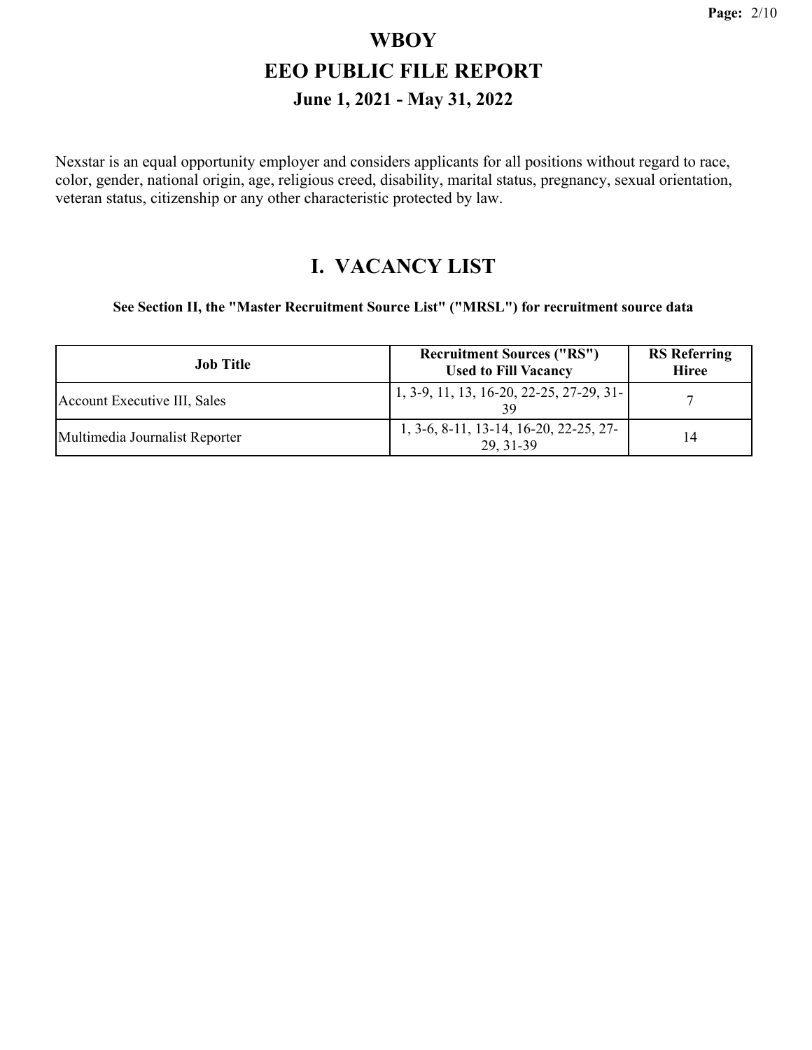# WBOY

# EEO PUBLIC FILE REPORT

## June 1, 2021 - May 31, 2022

Nexstar is an equal opportunity employer and considers applicants for all positions without regard to race, color, gender, national origin, age, religious creed, disability, marital status, pregnancy, sexual orientation, veteran status, citizenship or any other characteristic protected by law.

## I. VACANCY LIST

**See Section II, the "Master Recruitment Source List" ("MRSL") for recruitment source data**

| Job Title | Recruitment Sources ("RS") Used to Fill Vacancy | RS Referring Hiree |
|---|---|---|
| Account Executive III, Sales | 1, 3-9, 11, 13, 16-20, 22-25, 27-29, 31-39 | 7 |
| Multimedia Journalist Reporter | 1, 3-6, 8-11, 13-14, 16-20, 22-25, 27-29, 31-39 | 14 |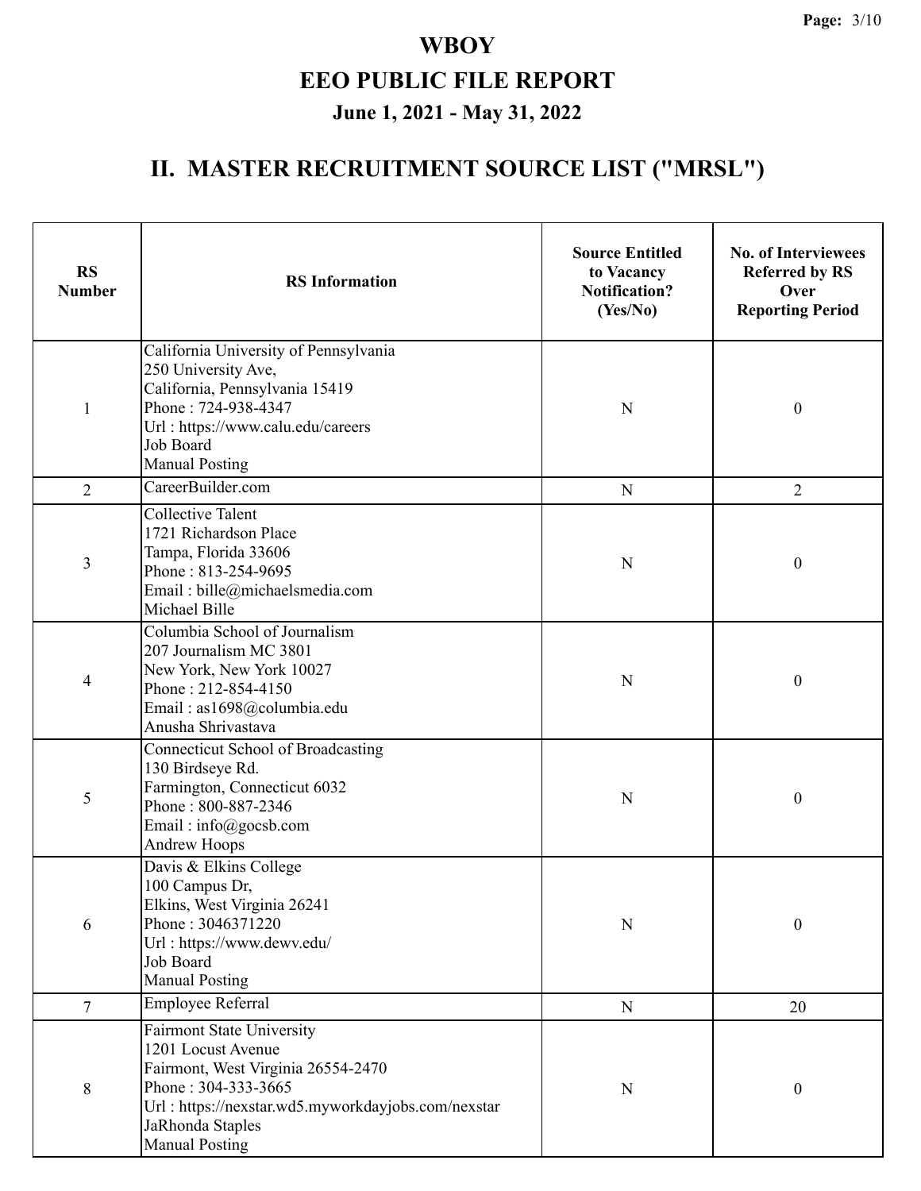**WBOY**

**EEO PUBLIC FILE REPORT**

**June 1, 2021 - May 31, 2022**

## II. MASTER RECRUITMENT SOURCE LIST ("MRSL")

| RS Number | RS Information | Source Entitled to Vacancy Notification? (Yes/No) | No. of Interviewees Referred by RS Over Reporting Period |
|---|---|---|---|
| 1 | California University of Pennsylvania<br>250 University Ave,<br>California, Pennsylvania 15419<br>Phone : 724-938-4347<br>Url : https://www.calu.edu/careers<br>Job Board<br>Manual Posting | N | 0 |
| 2 | CareerBuilder.com | N | 2 |
| 3 | Collective Talent<br>1721 Richardson Place<br>Tampa, Florida 33606<br>Phone : 813-254-9695<br>Email : bille@michaelsmedia.com<br>Michael Bille | N | 0 |
| 4 | Columbia School of Journalism<br>207 Journalism MC 3801<br>New York, New York 10027<br>Phone : 212-854-4150<br>Email : as1698@columbia.edu<br>Anusha Shrivastava | N | 0 |
| 5 | Connecticut School of Broadcasting<br>130 Birdseye Rd.<br>Farmington, Connecticut 6032<br>Phone : 800-887-2346<br>Email : info@gocsb.com<br>Andrew Hoops | N | 0 |
| 6 | Davis & Elkins College<br>100 Campus Dr,<br>Elkins, West Virginia 26241<br>Phone : 3046371220<br>Url : https://www.dewv.edu/<br>Job Board<br>Manual Posting | N | 0 |
| 7 | Employee Referral | N | 20 |
| 8 | Fairmont State University<br>1201 Locust Avenue<br>Fairmont, West Virginia 26554-2470<br>Phone : 304-333-3665<br>Url : https://nexstar.wd5.myworkdayjobs.com/nexstar<br>JaRhonda Staples<br>Manual Posting | N | 0 |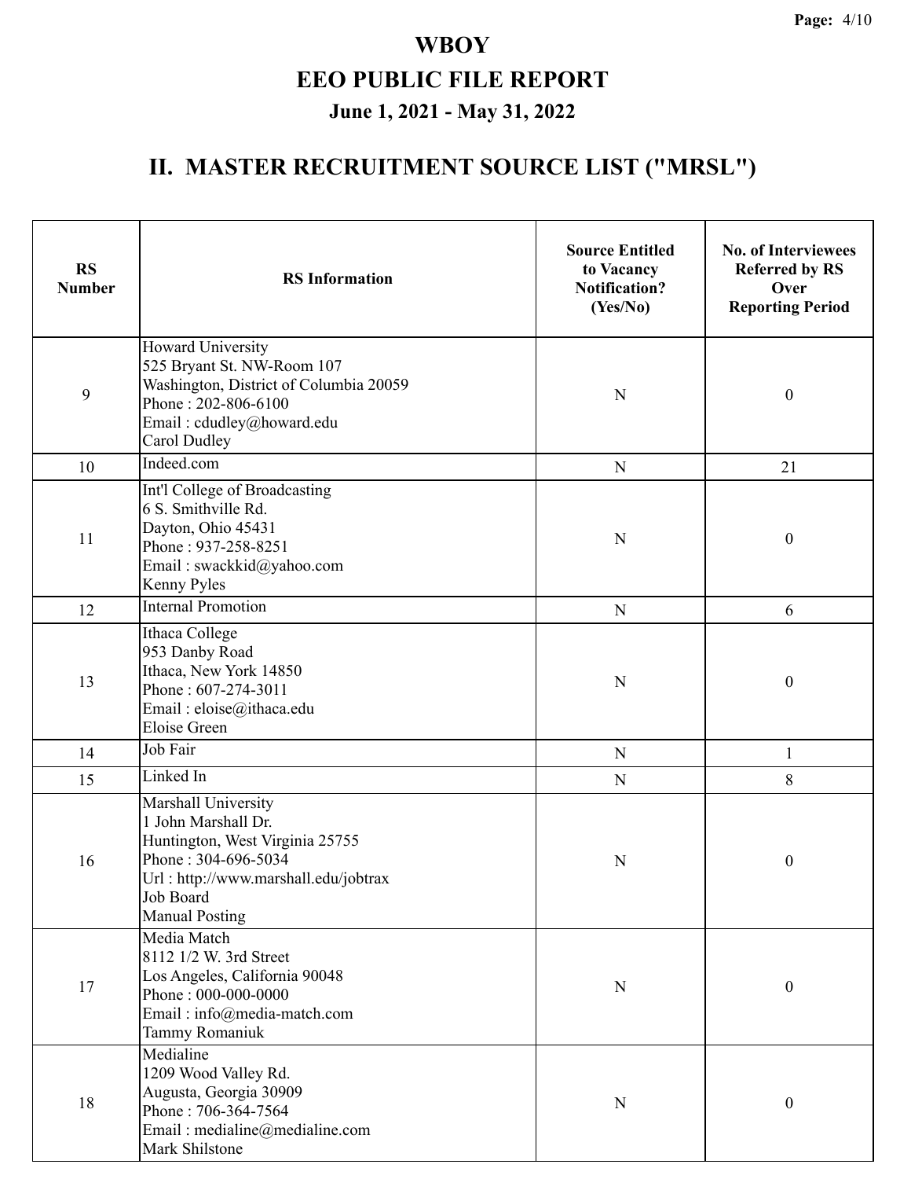# WBOY

## EEO PUBLIC FILE REPORT

### June 1, 2021 - May 31, 2022

## II. MASTER RECRUITMENT SOURCE LIST ("MRSL")

| RS Number | RS Information | Source Entitled to Vacancy Notification? (Yes/No) | No. of Interviewees Referred by RS Over Reporting Period |
|---|---|---|---|
| 9 | Howard University<br>525 Bryant St. NW-Room 107<br>Washington, District of Columbia 20059<br>Phone : 202-806-6100<br>Email : cdudley@howard.edu<br>Carol Dudley | N | 0 |
| 10 | Indeed.com | N | 21 |
| 11 | Int'l College of Broadcasting<br>6 S. Smithville Rd.<br>Dayton, Ohio 45431<br>Phone : 937-258-8251<br>Email : swackkid@yahoo.com<br>Kenny Pyles | N | 0 |
| 12 | Internal Promotion | N | 6 |
| 13 | Ithaca College<br>953 Danby Road<br>Ithaca, New York 14850<br>Phone : 607-274-3011<br>Email : eloise@ithaca.edu<br>Eloise Green | N | 0 |
| 14 | Job Fair | N | 1 |
| 15 | Linked In | N | 8 |
| 16 | Marshall University<br>1 John Marshall Dr.<br>Huntington, West Virginia 25755<br>Phone : 304-696-5034<br>Url : http://www.marshall.edu/jobtrax<br>Job Board<br>Manual Posting | N | 0 |
| 17 | Media Match<br>8112 1/2 W. 3rd Street<br>Los Angeles, California 90048<br>Phone : 000-000-0000<br>Email : info@media-match.com<br>Tammy Romaniuk | N | 0 |
| 18 | Medialine<br>1209 Wood Valley Rd.<br>Augusta, Georgia 30909<br>Phone : 706-364-7564<br>Email : medialine@medialine.com<br>Mark Shilstone | N | 0 |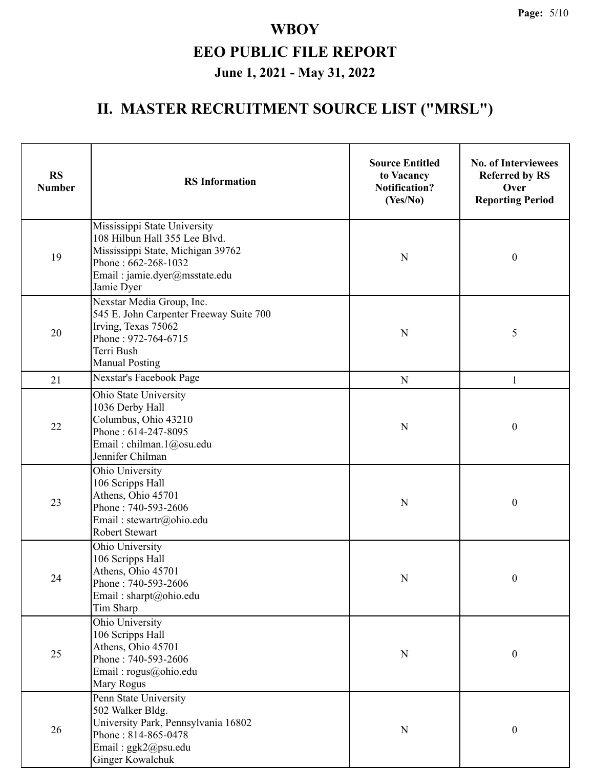# WBOY

## EEO PUBLIC FILE REPORT

### June 1, 2021 - May 31, 2022

## II. MASTER RECRUITMENT SOURCE LIST ("MRSL")

| RS Number | RS Information | Source Entitled to Vacancy Notification? (Yes/No) | No. of Interviewees Referred by RS Over Reporting Period |
|---|---|---|---|
| 19 | Mississippi State University<br>108 Hilbun Hall 355 Lee Blvd.<br>Mississippi State, Michigan 39762<br>Phone : 662-268-1032<br>Email : jamie.dyer@msstate.edu<br>Jamie Dyer | N | 0 |
| 20 | Nexstar Media Group, Inc.<br>545 E. John Carpenter Freeway Suite 700<br>Irving, Texas 75062<br>Phone : 972-764-6715<br>Terri Bush<br>Manual Posting | N | 5 |
| 21 | Nexstar's Facebook Page | N | 1 |
| 22 | Ohio State University<br>1036 Derby Hall<br>Columbus, Ohio 43210<br>Phone : 614-247-8095<br>Email : chilman.1@osu.edu<br>Jennifer Chilman | N | 0 |
| 23 | Ohio University<br>106 Scripps Hall<br>Athens, Ohio 45701<br>Phone : 740-593-2606<br>Email : stewartr@ohio.edu<br>Robert Stewart | N | 0 |
| 24 | Ohio University<br>106 Scripps Hall<br>Athens, Ohio 45701<br>Phone : 740-593-2606<br>Email : sharpt@ohio.edu<br>Tim Sharp | N | 0 |
| 25 | Ohio University<br>106 Scripps Hall<br>Athens, Ohio 45701<br>Phone : 740-593-2606<br>Email : rogus@ohio.edu<br>Mary Rogus | N | 0 |
| 26 | Penn State University<br>502 Walker Bldg.<br>University Park, Pennsylvania 16802<br>Phone : 814-865-0478<br>Email : ggk2@psu.edu<br>Ginger Kowalchuk | N | 0 |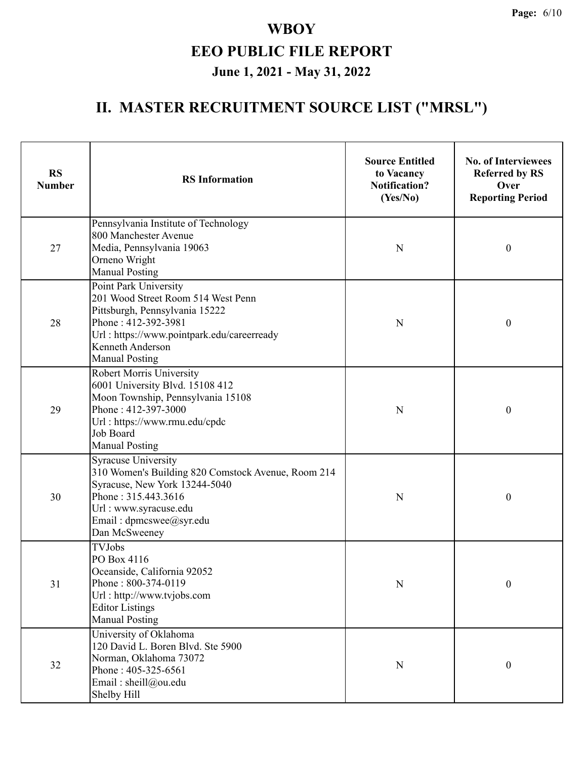# WBOY

## EEO PUBLIC FILE REPORT

### June 1, 2021 - May 31, 2022

## II. MASTER RECRUITMENT SOURCE LIST ("MRSL")

| RS Number | RS Information | Source Entitled to Vacancy Notification? (Yes/No) | No. of Interviewees Referred by RS Over Reporting Period |
|---|---|---|---|
| 27 | Pennsylvania Institute of Technology<br>800 Manchester Avenue<br>Media, Pennsylvania 19063<br>Orneno Wright<br>Manual Posting | N | 0 |
| 28 | Point Park University<br>201 Wood Street Room 514 West Penn<br>Pittsburgh, Pennsylvania 15222<br>Phone : 412-392-3981<br>Url : https://www.pointpark.edu/careerready<br>Kenneth Anderson<br>Manual Posting | N | 0 |
| 29 | Robert Morris University<br>6001 University Blvd. 15108 412<br>Moon Township, Pennsylvania 15108<br>Phone : 412-397-3000<br>Url : https://www.rmu.edu/cpdc<br>Job Board<br>Manual Posting | N | 0 |
| 30 | Syracuse University<br>310 Women's Building 820 Comstock Avenue, Room 214<br>Syracuse, New York 13244-5040<br>Phone : 315.443.3616<br>Url : www.syracuse.edu<br>Email : dpmcswee@syr.edu<br>Dan McSweeney | N | 0 |
| 31 | TVJobs<br>PO Box 4116<br>Oceanside, California 92052<br>Phone : 800-374-0119<br>Url : http://www.tvjobs.com<br>Editor Listings<br>Manual Posting | N | 0 |
| 32 | University of Oklahoma<br>120 David L. Boren Blvd. Ste 5900<br>Norman, Oklahoma 73072<br>Phone : 405-325-6561<br>Email : sheill@ou.edu<br>Shelby Hill | N | 0 |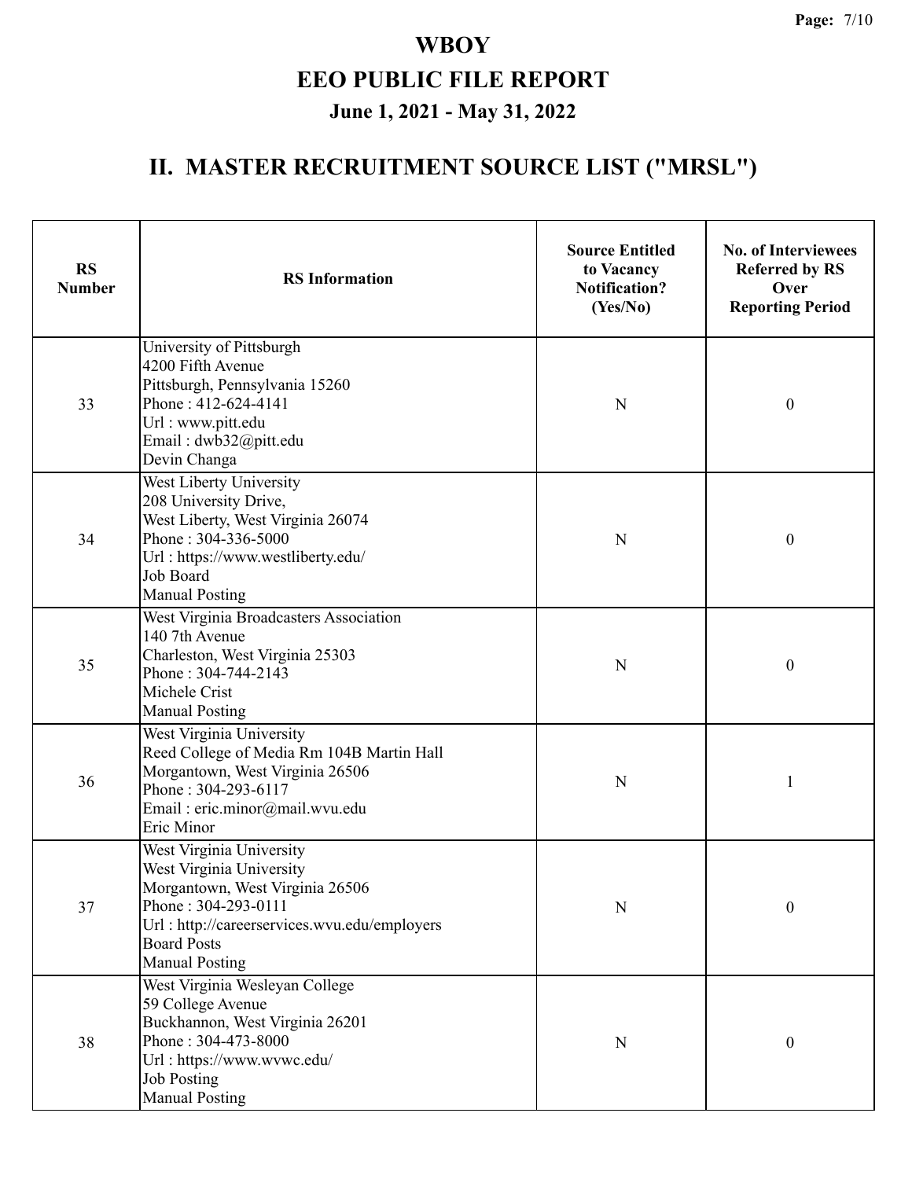# WBOY

## EEO PUBLIC FILE REPORT

### June 1, 2021 - May 31, 2022

## II. MASTER RECRUITMENT SOURCE LIST ("MRSL")

| RS Number | RS Information | Source Entitled to Vacancy Notification? (Yes/No) | No. of Interviewees Referred by RS Over Reporting Period |
|---|---|---|---|
| 33 | University of Pittsburgh<br>4200 Fifth Avenue<br>Pittsburgh, Pennsylvania 15260<br>Phone : 412-624-4141<br>Url : www.pitt.edu<br>Email : dwb32@pitt.edu<br>Devin Changa | N | 0 |
| 34 | West Liberty University<br>208 University Drive,<br>West Liberty, West Virginia 26074<br>Phone : 304-336-5000<br>Url : https://www.westliberty.edu/<br>Job Board<br>Manual Posting | N | 0 |
| 35 | West Virginia Broadcasters Association<br>140 7th Avenue<br>Charleston, West Virginia 25303<br>Phone : 304-744-2143<br>Michele Crist<br>Manual Posting | N | 0 |
| 36 | West Virginia University<br>Reed College of Media Rm 104B Martin Hall<br>Morgantown, West Virginia 26506<br>Phone : 304-293-6117<br>Email : eric.minor@mail.wvu.edu<br>Eric Minor | N | 1 |
| 37 | West Virginia University<br>West Virginia University<br>Morgantown, West Virginia 26506<br>Phone : 304-293-0111<br>Url : http://careerservices.wvu.edu/employers<br>Board Posts<br>Manual Posting | N | 0 |
| 38 | West Virginia Wesleyan College<br>59 College Avenue<br>Buckhannon, West Virginia 26201<br>Phone : 304-473-8000<br>Url : https://www.wvwc.edu/<br>Job Posting<br>Manual Posting | N | 0 |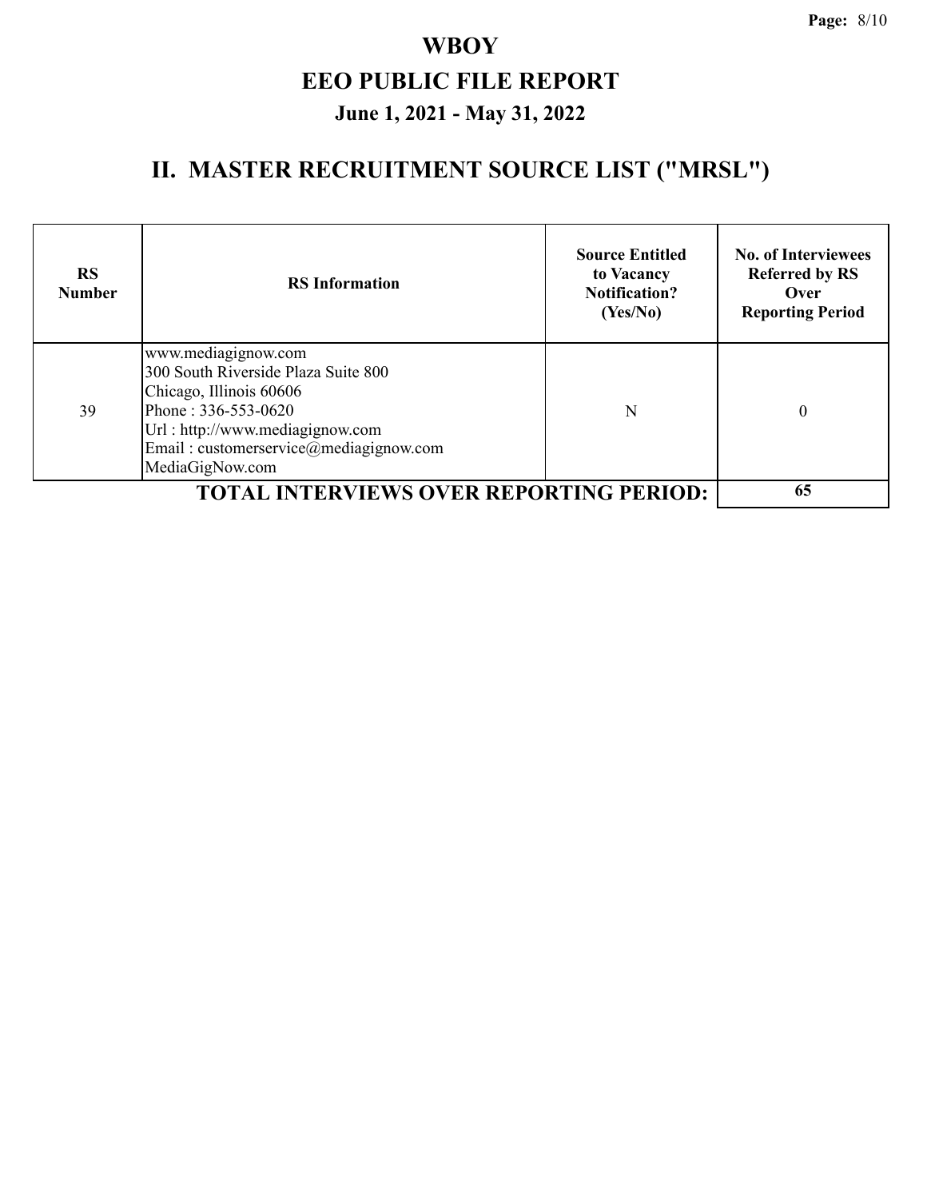# WBOY

## EEO PUBLIC FILE REPORT

### June 1, 2021 - May 31, 2022

## II. MASTER RECRUITMENT SOURCE LIST ("MRSL")

| RS Number | RS Information | Source Entitled to Vacancy Notification? (Yes/No) | No. of Interviewees Referred by RS Over Reporting Period |
|---|---|---|---|
| 39 | www.mediagignow.com<br>300 South Riverside Plaza Suite 800<br>Chicago, Illinois 60606<br>Phone : 336-553-0620<br>Url : http://www.mediagignow.com<br>Email : customerservice@mediagignow.com<br>MediaGigNow.com | N | 0 |
| **TOTAL INTERVIEWS OVER REPORTING PERIOD:** | | | **65** |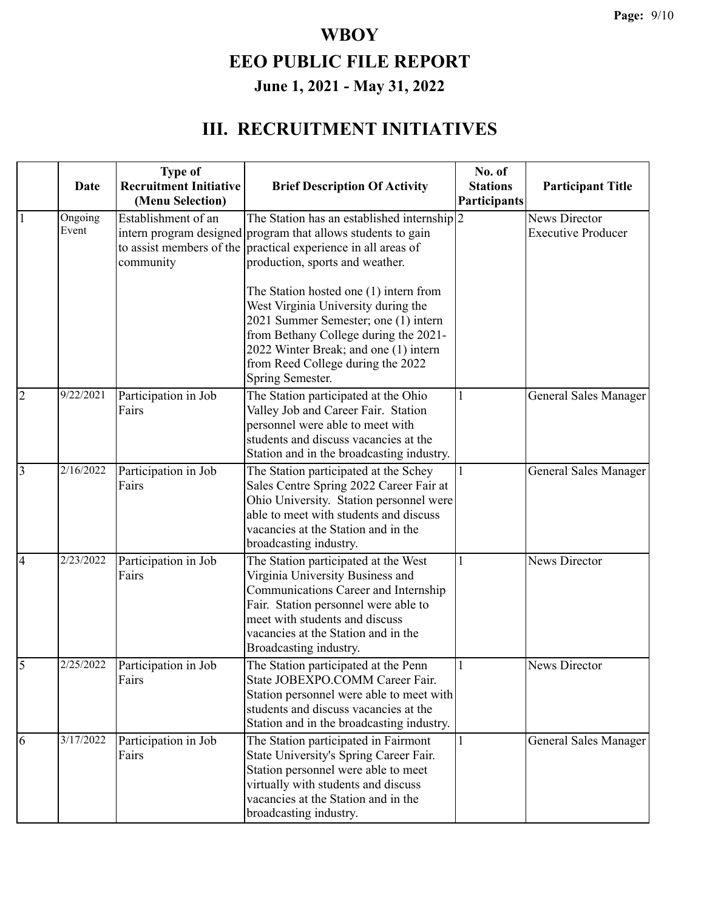# WBOY

# EEO PUBLIC FILE REPORT

## June 1, 2021 - May 31, 2022

## III. RECRUITMENT INITIATIVES

| | Date | Type of Recruitment Initiative (Menu Selection) | Brief Description Of Activity | No. of Stations Participants | Participant Title |
|---|---|---|---|---|---|
| 1 | Ongoing Event | Establishment of an intern program designed to assist members of the community | The Station has an established internship program that allows students to gain practical experience in all areas of production, sports and weather.<br><br>The Station hosted one (1) intern from West Virginia University during the 2021 Summer Semester; one (1) intern from Bethany College during the 2021-2022 Winter Break; and one (1) intern from Reed College during the 2022 Spring Semester. | 2 | News Director<br>Executive Producer |
| 2 | 9/22/2021 | Participation in Job Fairs | The Station participated at the Ohio Valley Job and Career Fair. Station personnel were able to meet with students and discuss vacancies at the Station and in the broadcasting industry. | 1 | General Sales Manager |
| 3 | 2/16/2022 | Participation in Job Fairs | The Station participated at the Schey Sales Centre Spring 2022 Career Fair at Ohio University. Station personnel were able to meet with students and discuss vacancies at the Station and in the broadcasting industry. | 1 | General Sales Manager |
| 4 | 2/23/2022 | Participation in Job Fairs | The Station participated at the West Virginia University Business and Communications Career and Internship Fair. Station personnel were able to meet with students and discuss vacancies at the Station and in the Broadcasting industry. | 1 | News Director |
| 5 | 2/25/2022 | Participation in Job Fairs | The Station participated at the Penn State JOBEXPO.COMM Career Fair. Station personnel were able to meet with students and discuss vacancies at the Station and in the broadcasting industry. | 1 | News Director |
| 6 | 3/17/2022 | Participation in Job Fairs | The Station participated in Fairmont State University's Spring Career Fair. Station personnel were able to meet virtually with students and discuss vacancies at the Station and in the broadcasting industry. | 1 | General Sales Manager |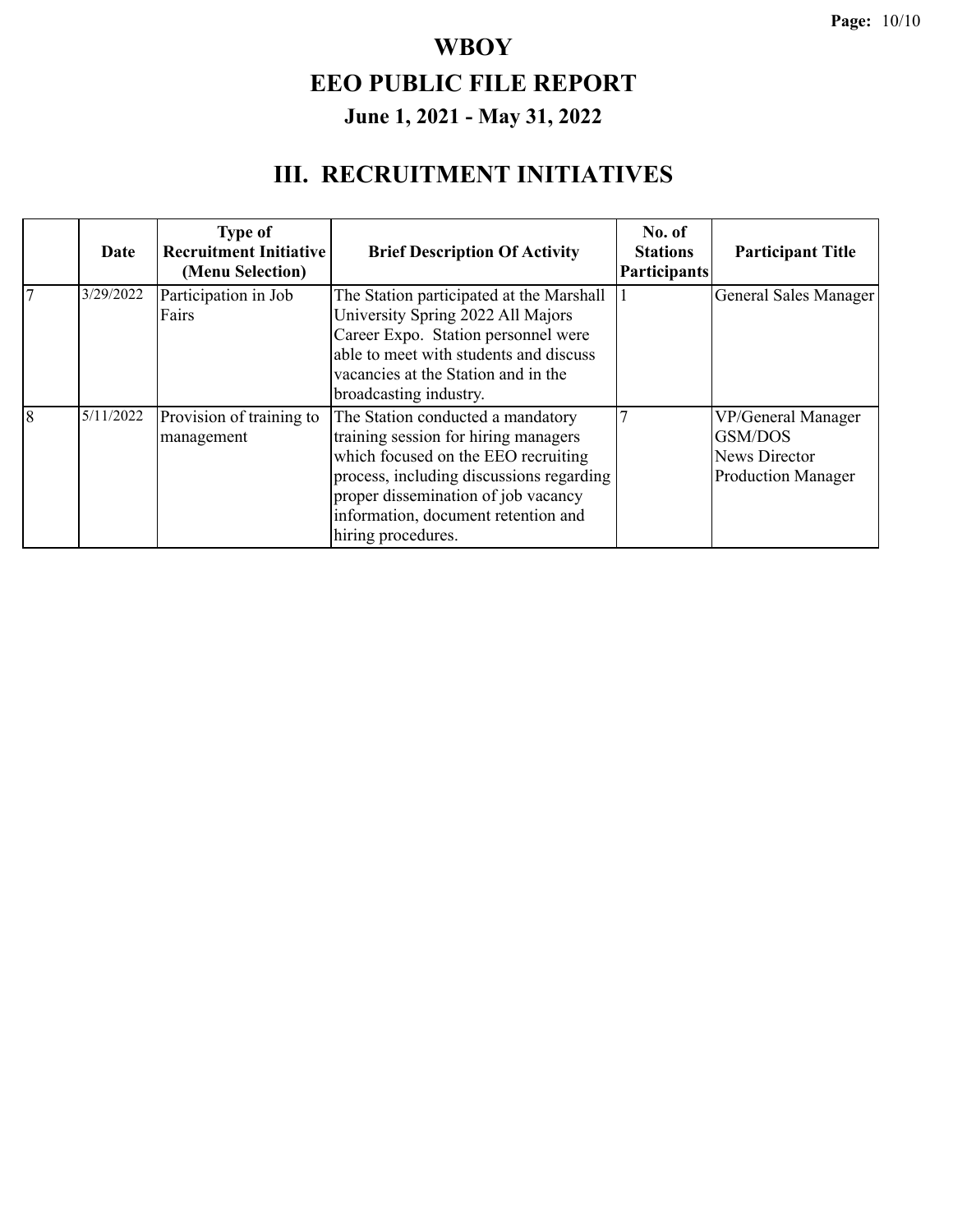# WBOY

# EEO PUBLIC FILE REPORT

## June 1, 2021 - May 31, 2022

## III. RECRUITMENT INITIATIVES

| | Date | Type of Recruitment Initiative (Menu Selection) | Brief Description Of Activity | No. of Stations Participants | Participant Title |
|---|---|---|---|---|---|
| 7 | 3/29/2022 | Participation in Job Fairs | The Station participated at the Marshall University Spring 2022 All Majors Career Expo. Station personnel were able to meet with students and discuss vacancies at the Station and in the broadcasting industry. | 1 | General Sales Manager |
| 8 | 5/11/2022 | Provision of training to management | The Station conducted a mandatory training session for hiring managers which focused on the EEO recruiting process, including discussions regarding proper dissemination of job vacancy information, document retention and hiring procedures. | 7 | VP/General Manager<br>GSM/DOS<br>News Director<br>Production Manager |